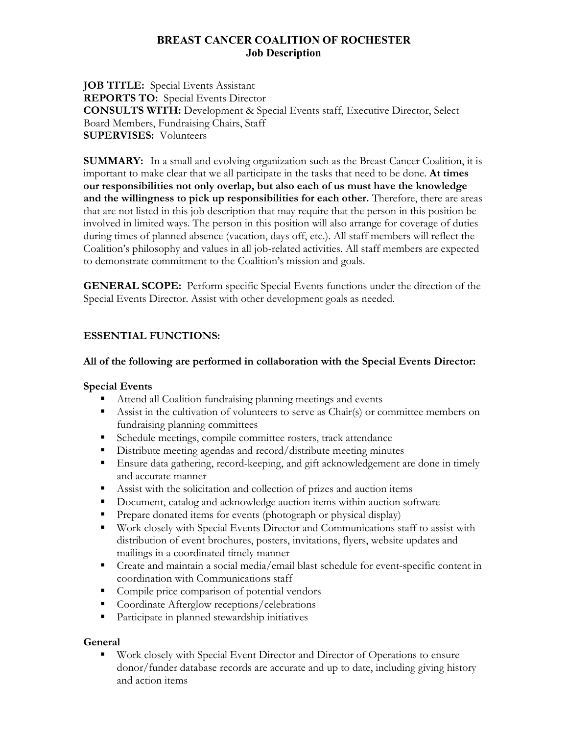# BREAST CANCER COALITION OF ROCHESTER
## Job Description

**JOB TITLE:** Special Events Assistant
**REPORTS TO:** Special Events Director
**CONSULTS WITH:** Development & Special Events staff, Executive Director, Select Board Members, Fundraising Chairs, Staff
**SUPERVISES:** Volunteers

**SUMMARY:** In a small and evolving organization such as the Breast Cancer Coalition, it is important to make clear that we all participate in the tasks that need to be done. **At times our responsibilities not only overlap, but also each of us must have the knowledge and the willingness to pick up responsibilities for each other.** Therefore, there are areas that are not listed in this job description that may require that the person in this position be involved in limited ways. The person in this position will also arrange for coverage of duties during times of planned absence (vacation, days off, etc.). All staff members will reflect the Coalition's philosophy and values in all job-related activities. All staff members are expected to demonstrate commitment to the Coalition's mission and goals.

**GENERAL SCOPE:** Perform specific Special Events functions under the direction of the Special Events Director. Assist with other development goals as needed.

**ESSENTIAL FUNCTIONS:**

**All of the following are performed in collaboration with the Special Events Director:**

**Special Events**

- Attend all Coalition fundraising planning meetings and events
- Assist in the cultivation of volunteers to serve as Chair(s) or committee members on fundraising planning committees
- Schedule meetings, compile committee rosters, track attendance
- Distribute meeting agendas and record/distribute meeting minutes
- Ensure data gathering, record-keeping, and gift acknowledgement are done in timely and accurate manner
- Assist with the solicitation and collection of prizes and auction items
- Document, catalog and acknowledge auction items within auction software
- Prepare donated items for events (photograph or physical display)
- Work closely with Special Events Director and Communications staff to assist with distribution of event brochures, posters, invitations, flyers, website updates and mailings in a coordinated timely manner
- Create and maintain a social media/email blast schedule for event-specific content in coordination with Communications staff
- Compile price comparison of potential vendors
- Coordinate Afterglow receptions/celebrations
- Participate in planned stewardship initiatives

**General**

- Work closely with Special Event Director and Director of Operations to ensure donor/funder database records are accurate and up to date, including giving history and action items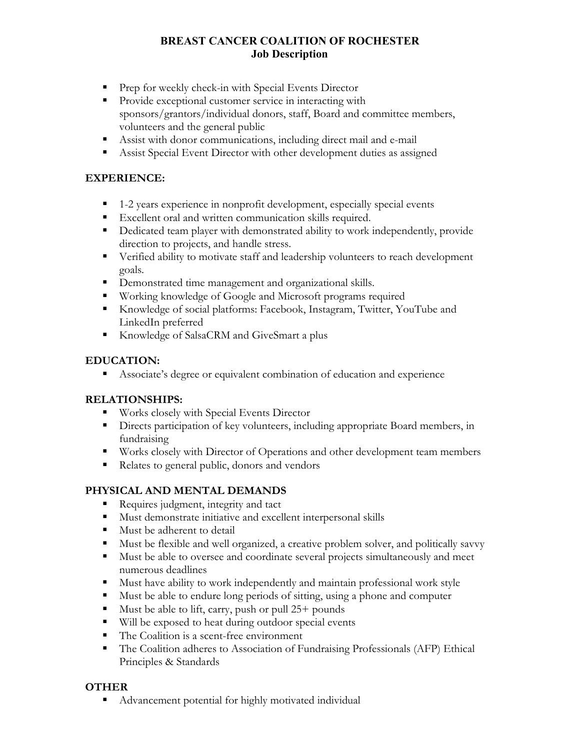**BREAST CANCER COALITION OF ROCHESTER**
**Job Description**

- Prep for weekly check-in with Special Events Director
- Provide exceptional customer service in interacting with sponsors/grantors/individual donors, staff, Board and committee members, volunteers and the general public
- Assist with donor communications, including direct mail and e-mail
- Assist Special Event Director with other development duties as assigned

## EXPERIENCE:

- 1-2 years experience in nonprofit development, especially special events
- Excellent oral and written communication skills required.
- Dedicated team player with demonstrated ability to work independently, provide direction to projects, and handle stress.
- Verified ability to motivate staff and leadership volunteers to reach development goals.
- Demonstrated time management and organizational skills.
- Working knowledge of Google and Microsoft programs required
- Knowledge of social platforms: Facebook, Instagram, Twitter, YouTube and LinkedIn preferred
- Knowledge of SalsaCRM and GiveSmart a plus

## EDUCATION:

- Associate's degree or equivalent combination of education and experience

## RELATIONSHIPS:

- Works closely with Special Events Director
- Directs participation of key volunteers, including appropriate Board members, in fundraising
- Works closely with Director of Operations and other development team members
- Relates to general public, donors and vendors

## PHYSICAL AND MENTAL DEMANDS

- Requires judgment, integrity and tact
- Must demonstrate initiative and excellent interpersonal skills
- Must be adherent to detail
- Must be flexible and well organized, a creative problem solver, and politically savvy
- Must be able to oversee and coordinate several projects simultaneously and meet numerous deadlines
- Must have ability to work independently and maintain professional work style
- Must be able to endure long periods of sitting, using a phone and computer
- Must be able to lift, carry, push or pull 25+ pounds
- Will be exposed to heat during outdoor special events
- The Coalition is a scent-free environment
- The Coalition adheres to Association of Fundraising Professionals (AFP) Ethical Principles & Standards

## OTHER

- Advancement potential for highly motivated individual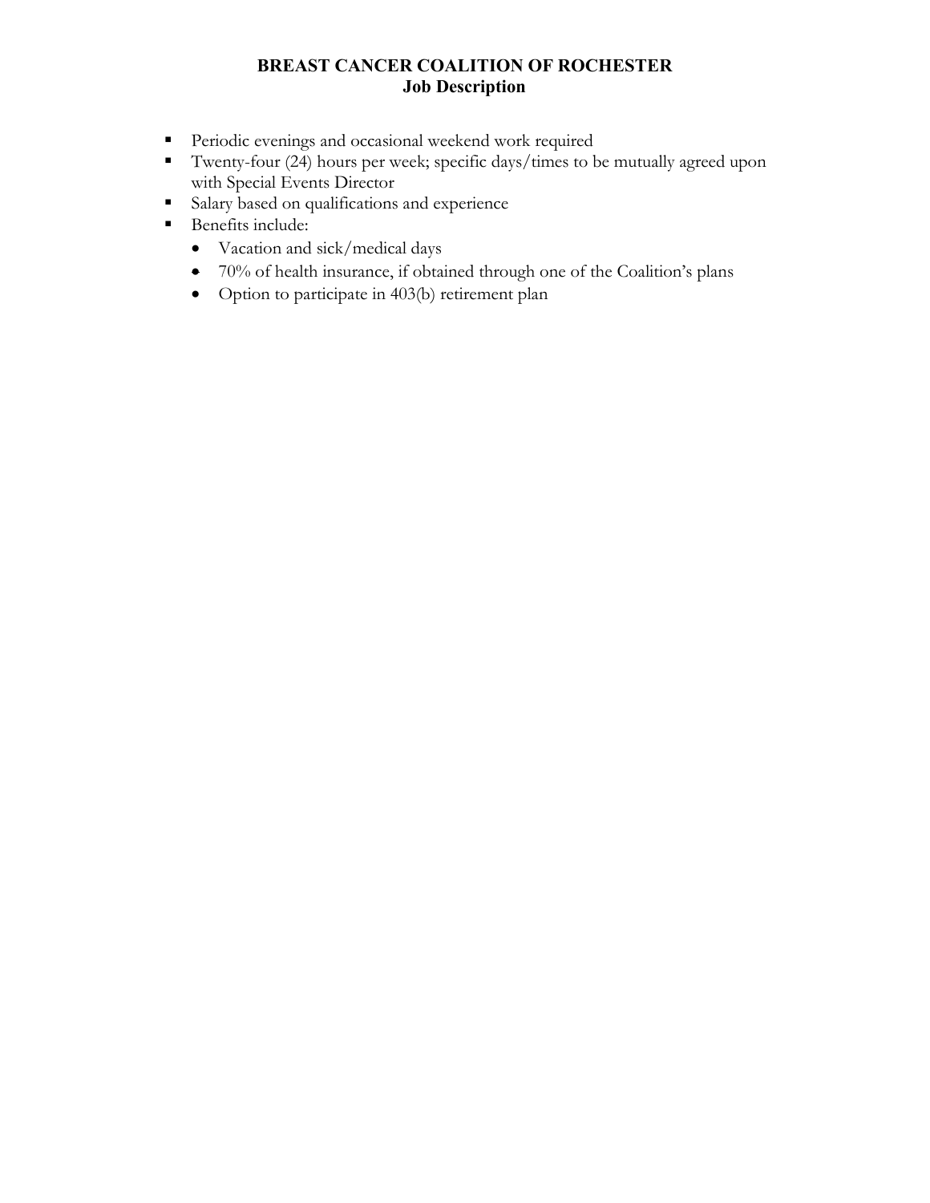- Periodic evenings and occasional weekend work required
- Twenty-four (24) hours per week; specific days/times to be mutually agreed upon with Special Events Director
- Salary based on qualifications and experience
- Benefits include:
  - Vacation and sick/medical days
  - 70% of health insurance, if obtained through one of the Coalition's plans
  - Option to participate in 403(b) retirement plan